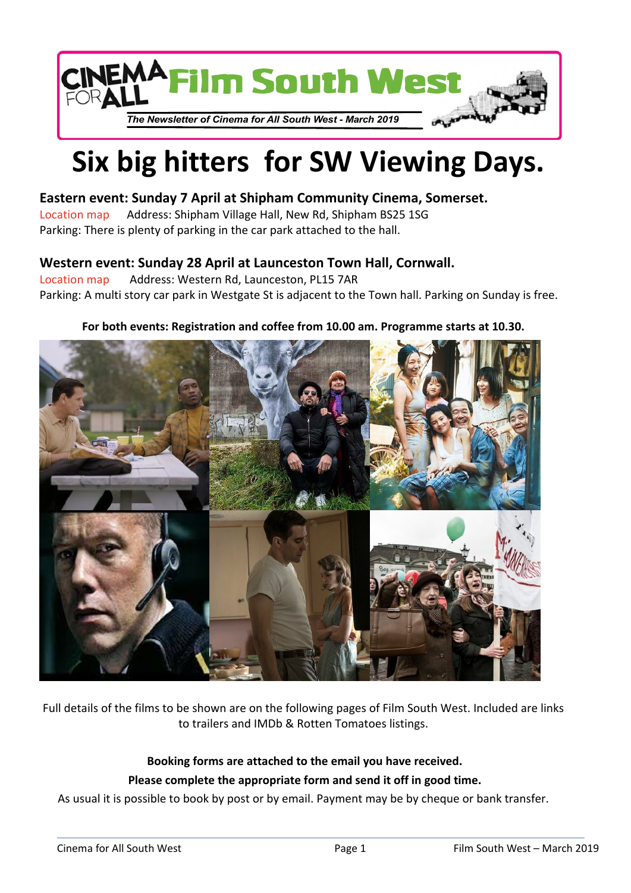# CINEMA FOR ALL Film South West

*The Newsletter of Cinema for All South West - March 2019*

# Six big hitters for SW Viewing Days.

**Eastern event: Sunday 7 April at Shipham Community Cinema, Somerset.**

Location map Address: Shipham Village Hall, New Rd, Shipham BS25 1SG

Parking: There is plenty of parking in the car park attached to the hall.

**Western event: Sunday 28 April at Launceston Town Hall, Cornwall.**

Location map Address: Western Rd, Launceston, PL15 7AR

Parking: A multi story car park in Westgate St is adjacent to the Town hall. Parking on Sunday is free.

**For both events: Registration and coffee from 10.00 am. Programme starts at 10.30.**

Full details of the films to be shown are on the following pages of Film South West. Included are links to trailers and IMDb & Rotten Tomatoes listings.

**Booking forms are attached to the email you have received.**

**Please complete the appropriate form and send it off in good time.**

As usual it is possible to book by post or by email. Payment may be by cheque or bank transfer.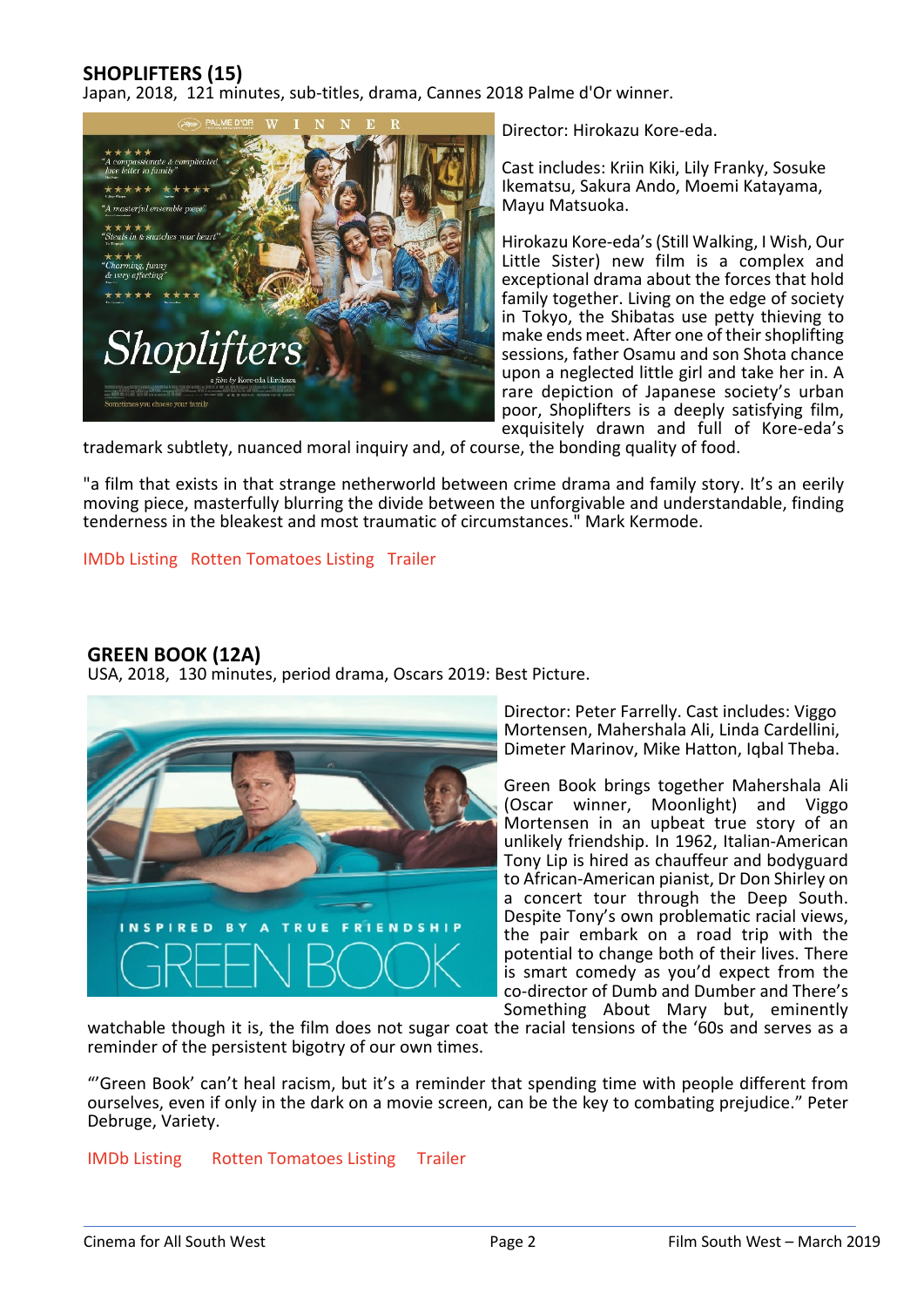## SHOPLIFTERS (15)

Japan, 2018, 121 minutes, sub-titles, drama, Cannes 2018 Palme d'Or winner.

Director: Hirokazu Kore-eda.

Cast includes: Kriin Kiki, Lily Franky, Sosuke Ikematsu, Sakura Ando, Moemi Katayama, Mayu Matsuoka.

Hirokazu Kore-eda's (Still Walking, I Wish, Our Little Sister) new film is a complex and exceptional drama about the forces that hold family together. Living on the edge of society in Tokyo, the Shibatas use petty thieving to make ends meet. After one of their shoplifting sessions, father Osamu and son Shota chance upon a neglected little girl and take her in. A rare depiction of Japanese society's urban poor, Shoplifters is a deeply satisfying film, exquisitely drawn and full of Kore-eda's trademark subtlety, nuanced moral inquiry and, of course, the bonding quality of food.

"a film that exists in that strange netherworld between crime drama and family story. It's an eerily moving piece, masterfully blurring the divide between the unforgivable and understandable, finding tenderness in the bleakest and most traumatic of circumstances." Mark Kermode.

IMDb Listing   Rotten Tomatoes Listing   Trailer

## GREEN BOOK (12A)

USA, 2018, 130 minutes, period drama, Oscars 2019: Best Picture.

Director: Peter Farrelly. Cast includes: Viggo Mortensen, Mahershala Ali, Linda Cardellini, Dimeter Marinov, Mike Hatton, Iqbal Theba.

Green Book brings together Mahershala Ali (Oscar winner, Moonlight) and Viggo Mortensen in an upbeat true story of an unlikely friendship. In 1962, Italian-American Tony Lip is hired as chauffeur and bodyguard to African-American pianist, Dr Don Shirley on a concert tour through the Deep South. Despite Tony's own problematic racial views, the pair embark on a road trip with the potential to change both of their lives. There is smart comedy as you'd expect from the co-director of Dumb and Dumber and There's Something About Mary but, eminently watchable though it is, the film does not sugar coat the racial tensions of the '60s and serves as a reminder of the persistent bigotry of our own times.

"'Green Book' can't heal racism, but it's a reminder that spending time with people different from ourselves, even if only in the dark on a movie screen, can be the key to combating prejudice." Peter Debruge, Variety.

IMDb Listing   Rotten Tomatoes Listing   Trailer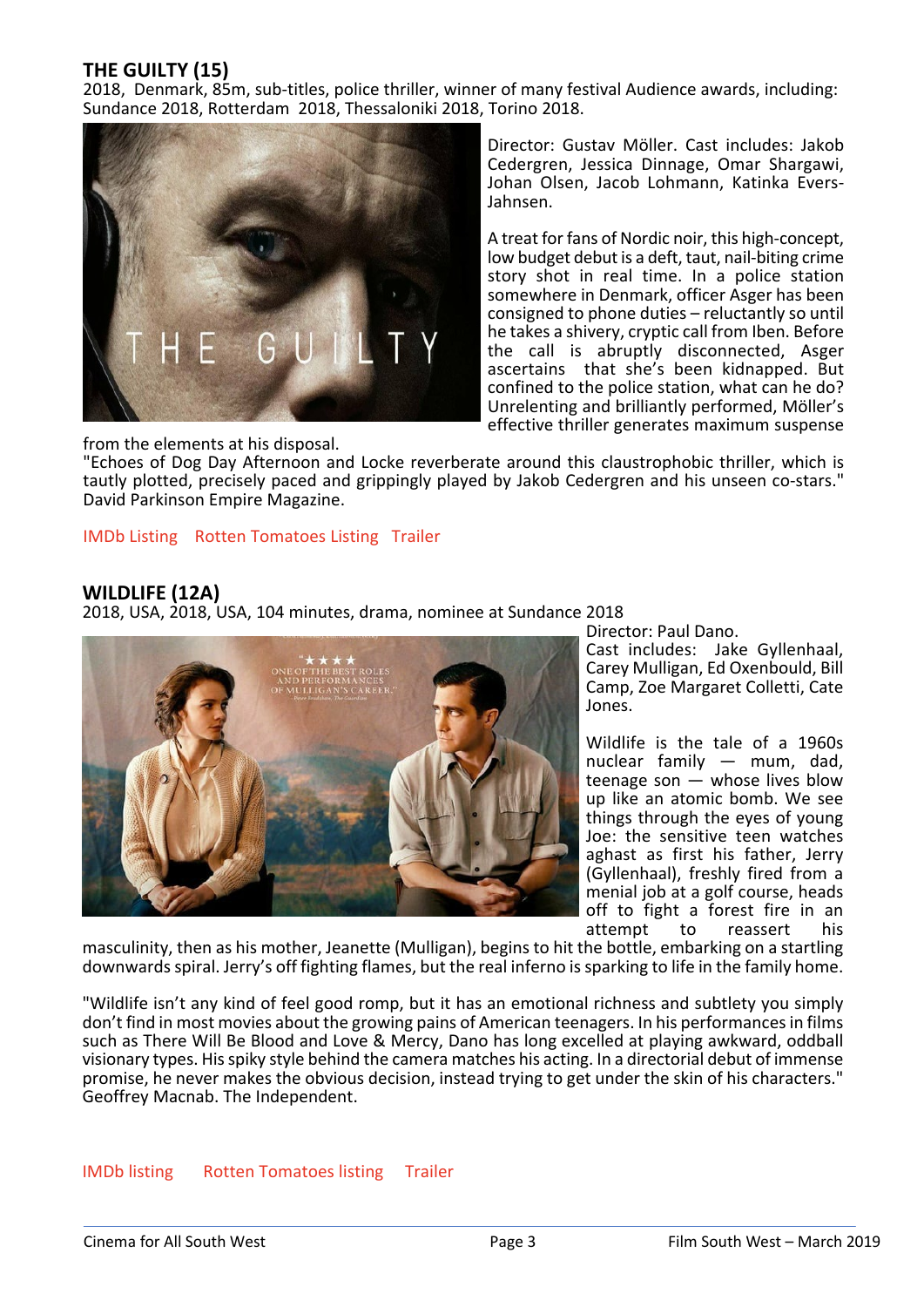## THE GUILTY (15)

2018, Denmark, 85m, sub-titles, police thriller, winner of many festival Audience awards, including: Sundance 2018, Rotterdam 2018, Thessaloniki 2018, Torino 2018.

Director: Gustav Möller. Cast includes: Jakob Cedergren, Jessica Dinnage, Omar Shargawi, Johan Olsen, Jacob Lohmann, Katinka Evers-Jahnsen.

A treat for fans of Nordic noir, this high-concept, low budget debut is a deft, taut, nail-biting crime story shot in real time. In a police station somewhere in Denmark, officer Asger has been consigned to phone duties – reluctantly so until he takes a shivery, cryptic call from Iben. Before the call is abruptly disconnected, Asger ascertains that she's been kidnapped. But confined to the police station, what can he do? Unrelenting and brilliantly performed, Möller's effective thriller generates maximum suspense from the elements at his disposal.

"Echoes of Dog Day Afternoon and Locke reverberate around this claustrophobic thriller, which is tautly plotted, precisely paced and grippingly played by Jakob Cedergren and his unseen co-stars." David Parkinson Empire Magazine.

IMDb Listing   Rotten Tomatoes Listing   Trailer

## WILDLIFE (12A)

2018, USA, 2018, USA, 104 minutes, drama, nominee at Sundance 2018

Director: Paul Dano.
Cast includes: Jake Gyllenhaal, Carey Mulligan, Ed Oxenbould, Bill Camp, Zoe Margaret Colletti, Cate Jones.

Wildlife is the tale of a 1960s nuclear family — mum, dad, teenage son — whose lives blow up like an atomic bomb. We see things through the eyes of young Joe: the sensitive teen watches aghast as first his father, Jerry (Gyllenhaal), freshly fired from a menial job at a golf course, heads off to fight a forest fire in an attempt to reassert his masculinity, then as his mother, Jeanette (Mulligan), begins to hit the bottle, embarking on a startling downwards spiral. Jerry's off fighting flames, but the real inferno is sparking to life in the family home.

"Wildlife isn't any kind of feel good romp, but it has an emotional richness and subtlety you simply don't find in most movies about the growing pains of American teenagers. In his performances in films such as There Will Be Blood and Love & Mercy, Dano has long excelled at playing awkward, oddball visionary types. His spiky style behind the camera matches his acting. In a directorial debut of immense promise, he never makes the obvious decision, instead trying to get under the skin of his characters." Geoffrey Macnab. The Independent.

IMDb listing   Rotten Tomatoes listing   Trailer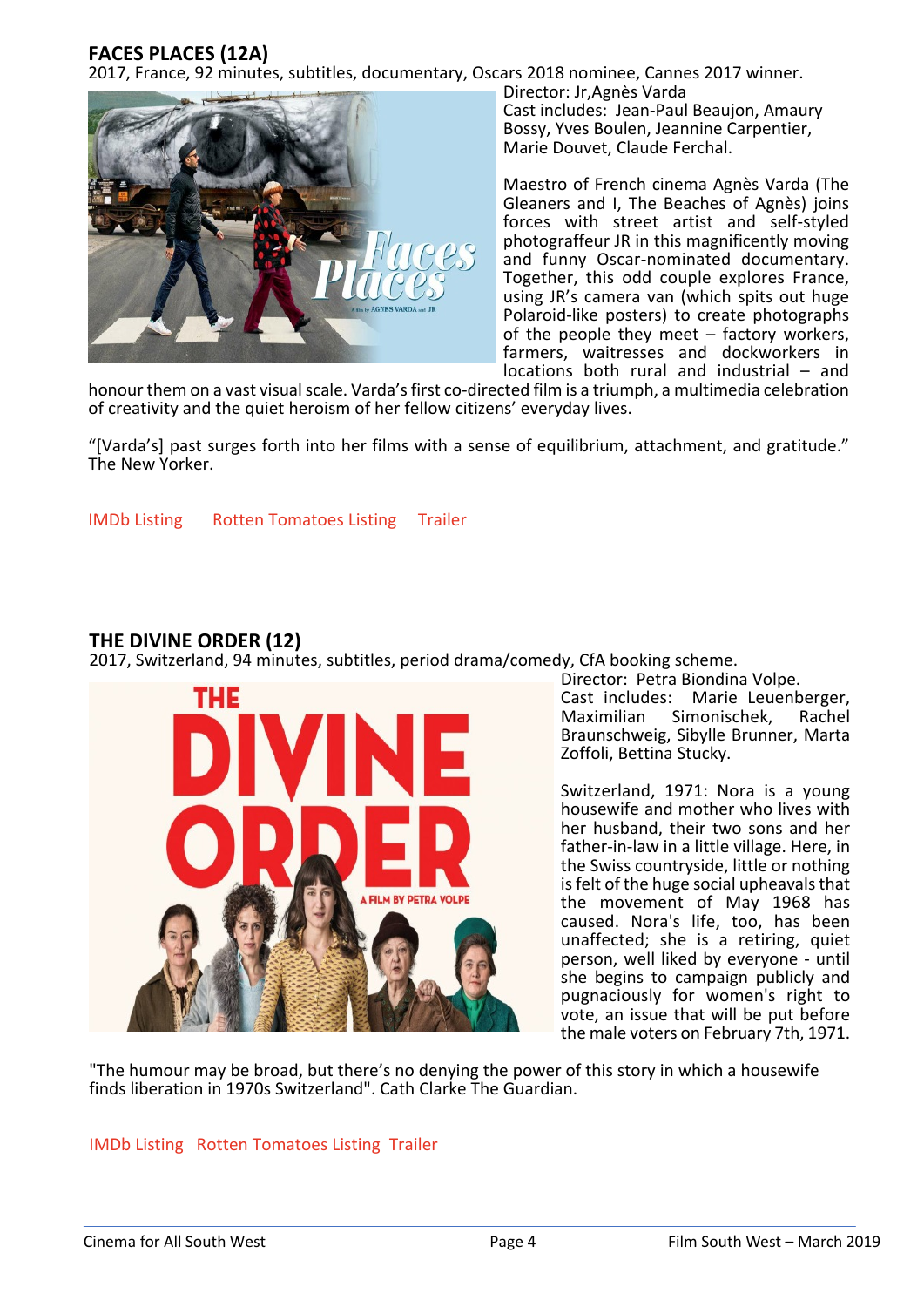## FACES PLACES (12A)

2017, France, 92 minutes, subtitles, documentary, Oscars 2018 nominee, Cannes 2017 winner.

Director: Jr,Agnès Varda

Cast includes: Jean-Paul Beaujon, Amaury Bossy, Yves Boulen, Jeannine Carpentier, Marie Douvet, Claude Ferchal.

Maestro of French cinema Agnès Varda (The Gleaners and I, The Beaches of Agnès) joins forces with street artist and self-styled photograffeur JR in this magnificently moving and funny Oscar-nominated documentary. Together, this odd couple explores France, using JR's camera van (which spits out huge Polaroid-like posters) to create photographs of the people they meet – factory workers, farmers, waitresses and dockworkers in locations both rural and industrial – and honour them on a vast visual scale. Varda's first co-directed film is a triumph, a multimedia celebration of creativity and the quiet heroism of her fellow citizens' everyday lives.

"[Varda's] past surges forth into her films with a sense of equilibrium, attachment, and gratitude." The New Yorker.

IMDb Listing Rotten Tomatoes Listing Trailer

## THE DIVINE ORDER (12)

2017, Switzerland, 94 minutes, subtitles, period drama/comedy, CfA booking scheme.

Director: Petra Biondina Volpe.

Cast includes: Marie Leuenberger, Maximilian Simonischek, Rachel Braunschweig, Sibylle Brunner, Marta Zoffoli, Bettina Stucky.

Switzerland, 1971: Nora is a young housewife and mother who lives with her husband, their two sons and her father-in-law in a little village. Here, in the Swiss countryside, little or nothing is felt of the huge social upheavals that the movement of May 1968 has caused. Nora's life, too, has been unaffected; she is a retiring, quiet person, well liked by everyone - until she begins to campaign publicly and pugnaciously for women's right to vote, an issue that will be put before the male voters on February 7th, 1971.

"The humour may be broad, but there's no denying the power of this story in which a housewife finds liberation in 1970s Switzerland". Cath Clarke The Guardian.

IMDb Listing Rotten Tomatoes Listing Trailer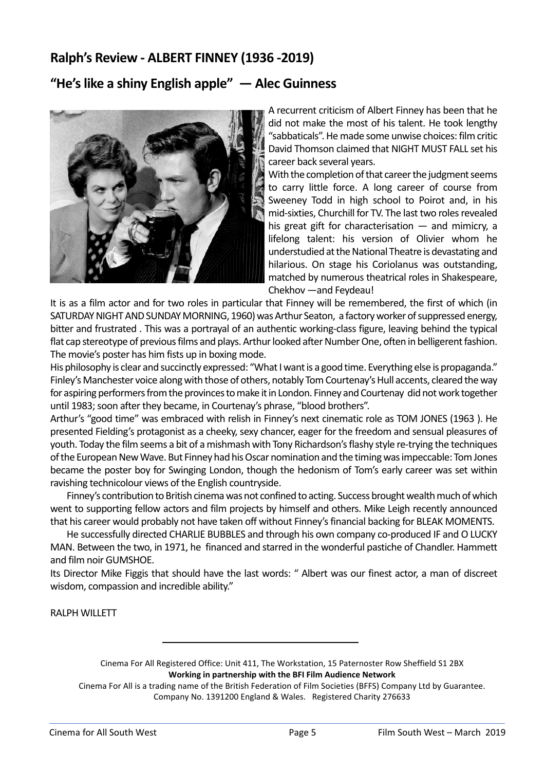## Ralph's Review - ALBERT FINNEY (1936 -2019)

## "He's like a shiny English apple" — Alec Guinness

A recurrent criticism of Albert Finney has been that he did not make the most of his talent. He took lengthy "sabbaticals". He made some unwise choices: film critic David Thomson claimed that NIGHT MUST FALL set his career back several years.

With the completion of that career the judgment seems to carry little force. A long career of course from Sweeney Todd in high school to Poirot and, in his mid-sixties, Churchill for TV. The last two roles revealed his great gift for characterisation — and mimicry, a lifelong talent: his version of Olivier whom he understudied at the National Theatre is devastating and hilarious. On stage his Coriolanus was outstanding, matched by numerous theatrical roles in Shakespeare, Chekhov —and Feydeau!

It is as a film actor and for two roles in particular that Finney will be remembered, the first of which (in SATURDAY NIGHT AND SUNDAY MORNING, 1960) was Arthur Seaton, a factory worker of suppressed energy, bitter and frustrated . This was a portrayal of an authentic working-class figure, leaving behind the typical flat cap stereotype of previous films and plays. Arthur looked after Number One, often in belligerent fashion. The movie's poster has him fists up in boxing mode.

His philosophy is clear and succinctly expressed: "What I want is a good time. Everything else is propaganda." Finley's Manchester voice along with those of others, notably Tom Courtenay's Hull accents, cleared the way for aspiring performers from the provinces to make it in London. Finney and Courtenay did not work together until 1983; soon after they became, in Courtenay's phrase, "blood brothers".

Arthur's "good time" was embraced with relish in Finney's next cinematic role as TOM JONES (1963 ). He presented Fielding's protagonist as a cheeky, sexy chancer, eager for the freedom and sensual pleasures of youth. Today the film seems a bit of a mishmash with Tony Richardson's flashy style re-trying the techniques of the European New Wave. But Finney had his Oscar nomination and the timing was impeccable: Tom Jones became the poster boy for Swinging London, though the hedonism of Tom's early career was set within ravishing technicolour views of the English countryside.

Finney's contribution to British cinema was not confined to acting. Success brought wealth much of which went to supporting fellow actors and film projects by himself and others. Mike Leigh recently announced that his career would probably not have taken off without Finney's financial backing for BLEAK MOMENTS.

He successfully directed CHARLIE BUBBLES and through his own company co-produced IF and O LUCKY MAN. Between the two, in 1971, he financed and starred in the wonderful pastiche of Chandler. Hammett and film noir GUMSHOE.

Its Director Mike Figgis that should have the last words: " Albert was our finest actor, a man of discreet wisdom, compassion and incredible ability."

RALPH WILLETT

---

Cinema For All Registered Office: Unit 411, The Workstation, 15 Paternoster Row Sheffield S1 2BX
**Working in partnership with the BFI Film Audience Network**
Cinema For All is a trading name of the British Federation of Film Societies (BFFS) Company Ltd by Guarantee.
Company No. 1391200 England & Wales. Registered Charity 276633